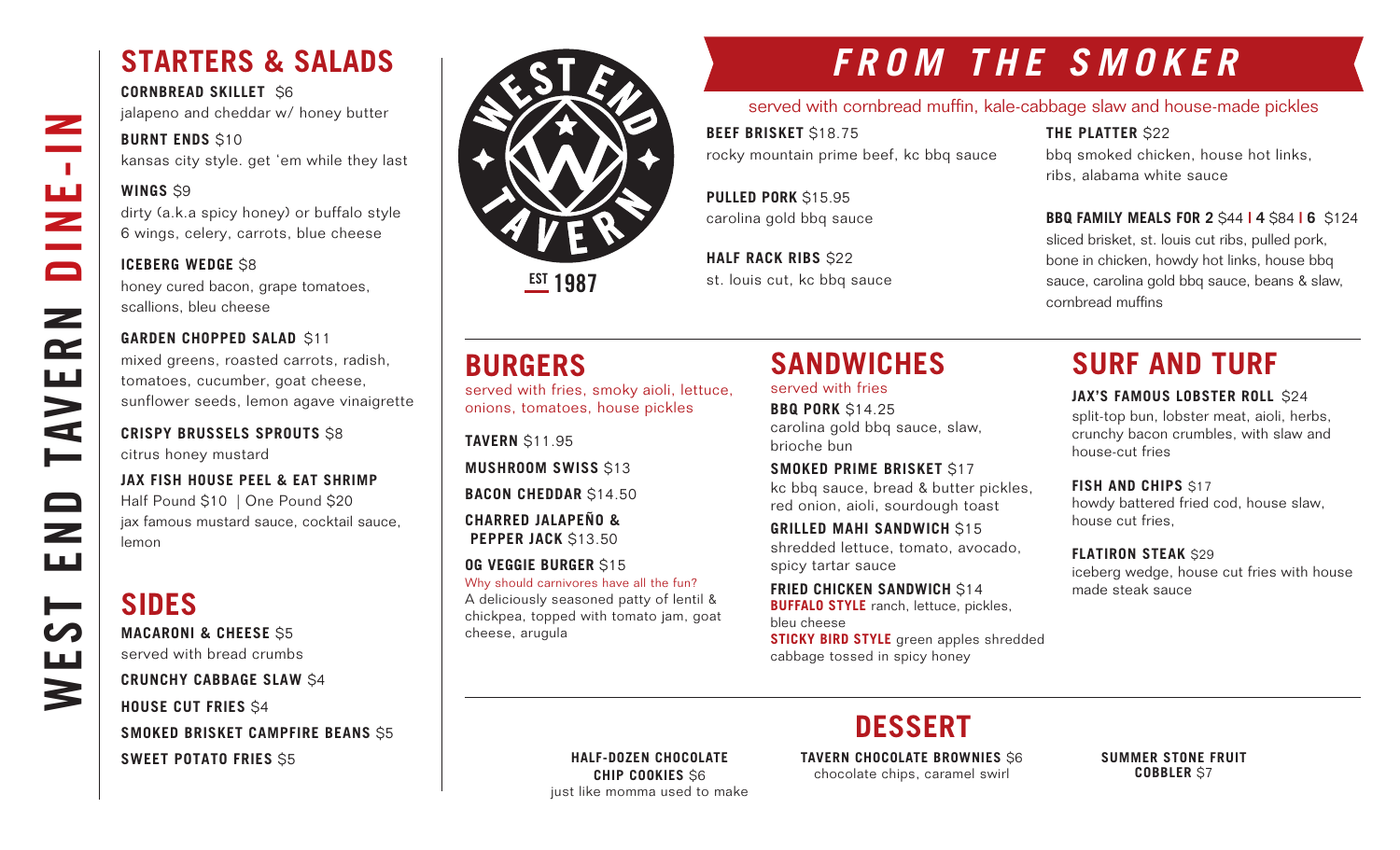# WEST END TAVERN DINE-IN

## STARTERS & SALADS

**CORNBREAD SKILLET** $6
jalapeno and cheddar w/ honey butter

**BURNT ENDS** $10
kansas city style. get 'em while they last

**WINGS** $9
dirty (a.k.a spicy honey) or buffalo style
6 wings, celery, carrots, blue cheese

**ICEBERG WEDGE** $8
honey cured bacon, grape tomatoes, scallions, bleu cheese

**GARDEN CHOPPED SALAD** $11
mixed greens, roasted carrots, radish, tomatoes, cucumber, goat cheese, sunflower seeds, lemon agave vinaigrette

**CRISPY BRUSSELS SPROUTS** $8
citrus honey mustard

**JAX FISH HOUSE PEEL & EAT SHRIMP**
Half Pound $10 | One Pound $20
jax famous mustard sauce, cocktail sauce, lemon

## SIDES

**MACARONI & CHEESE** $5
served with bread crumbs

**CRUNCHY CABBAGE SLAW** $4

**HOUSE CUT FRIES** $4

**SMOKED BRISKET CAMPFIRE BEANS** $5

**SWEET POTATO FRIES** $5

WEST END TAVERN
EST 1987

## FROM THE SMOKER

served with cornbread muffin, kale-cabbage slaw and house-made pickles

**BEEF BRISKET** $18.75
rocky mountain prime beef, kc bbq sauce

**PULLED PORK** $15.95
carolina gold bbq sauce

**HALF RACK RIBS** $22
st. louis cut, kc bbq sauce

**THE PLATTER** $22
bbq smoked chicken, house hot links, ribs, alabama white sauce

**BBQ FAMILY MEALS FOR 2** $44 | **4** $84 | **6** $124
sliced brisket, st. louis cut ribs, pulled pork, bone in chicken, howdy hot links, house bbq sauce, carolina gold bbq sauce, beans & slaw, cornbread muffins

## BURGERS

served with fries, smoky aioli, lettuce, onions, tomatoes, house pickles

**TAVERN** $11.95

**MUSHROOM SWISS** $13

**BACON CHEDDAR** $14.50

**CHARRED JALAPEÑO & PEPPER JACK** $13.50

**OG VEGGIE BURGER** $15
Why should carnivores have all the fun?
A deliciously seasoned patty of lentil & chickpea, topped with tomato jam, goat cheese, arugula

## SANDWICHES

served with fries

**BBQ PORK** $14.25
carolina gold bbq sauce, slaw, brioche bun

**SMOKED PRIME BRISKET** $17
kc bbq sauce, bread & butter pickles, red onion, aioli, sourdough toast

**GRILLED MAHI SANDWICH** $15
shredded lettuce, tomato, avocado, spicy tartar sauce

**FRIED CHICKEN SANDWICH** $14
**BUFFALO STYLE** ranch, lettuce, pickles, bleu cheese
**STICKY BIRD STYLE** green apples shredded cabbage tossed in spicy honey

## SURF AND TURF

**JAX'S FAMOUS LOBSTER ROLL** $24
split-top bun, lobster meat, aioli, herbs, crunchy bacon crumbles, with slaw and house-cut fries

**FISH AND CHIPS** $17
howdy battered fried cod, house slaw, house cut fries,

**FLATIRON STEAK** $29
iceberg wedge, house cut fries with house made steak sauce

## DESSERT

**HALF-DOZEN CHOCOLATE CHIP COOKIES** $6
just like momma used to make

**TAVERN CHOCOLATE BROWNIES** $6
chocolate chips, caramel swirl

**SUMMER STONE FRUIT COBBLER** $7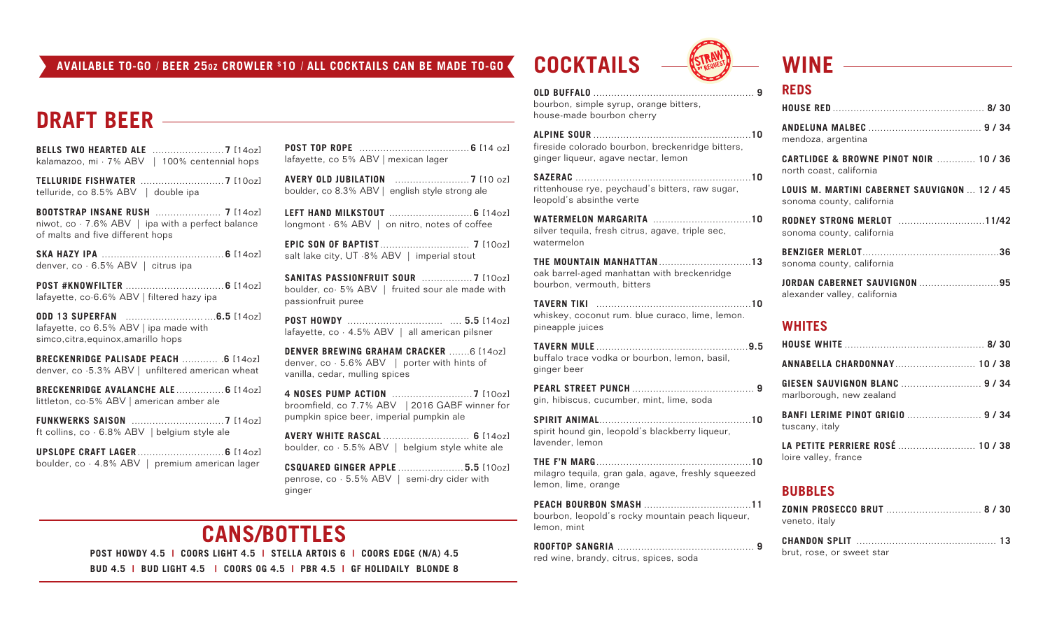**AVAILABLE TO-GO / BEER 25oz CROWLER $10 / ALL COCKTAILS CAN BE MADE TO-GO**

# DRAFT BEER

**BELLS TWO HEARTED ALE** ........................ **7** [14oz]
kalamazoo, mi · 7% ABV | 100% centennial hops

**TELLURIDE FISHWATER** ............................ **7** [10oz]
telluride, co 8.5% ABV | double ipa

**BOOTSTRAP INSANE RUSH** ...................... **7** [14oz]
niwot, co · 7.6% ABV | ipa with a perfect balance of malts and five different hops

**SKA HAZY IPA** ......................................... **6** [14oz]
denver, co · 6.5% ABV | citrus ipa

**POST #KNOWFILTER** ................................ **6** [14oz]
lafayette, co·6.6% ABV | filtered hazy ipa

**ODD 13 SUPERFAN** ............................... **6.5** [14oz]
lafayette, co 6.5% ABV | ipa made with simco,citra,equinox,amarillo hops

**BRECKENRIDGE PALISADE PEACH** ............ **.6** [14oz]
denver, co ·5.3% ABV | unfiltered american wheat

**BRECKENRIDGE AVALANCHE ALE** ................ **6** [14oz]
littleton, co·5% ABV | american amber ale

**FUNKWERKS SAISON** .............................. **7** [14oz]
ft collins, co · 6.8% ABV | belgium style ale

**UPSLOPE CRAFT LAGER** ............................ **6** [14oz]
boulder, co · 4.8% ABV | premium american lager

**POST TOP ROPE** ..................................... **6** [14 oz]
lafayette, co 5% ABV | mexican lager

**AVERY OLD JUBILATION** ......................... **7** [10 oz]
boulder, co 8.3% ABV | english style strong ale

**LEFT HAND MILKSTOUT** ........................... **6** [14oz]
longmont · 6% ABV | on nitro, notes of coffee

**EPIC SON OF BAPTIST** ............................. **7** [10oz]
salt lake city, UT ·8% ABV | imperial stout

**SANITAS PASSIONFRUIT SOUR** ................. **7** [10oz]
boulder, co· 5% ABV | fruited sour ale made with passionfruit puree

**POST HOWDY** ...................................... **5.5** [14oz]
lafayette, co · 4.5% ABV | all american pilsner

**DENVER BREWING GRAHAM CRACKER** .......6 [14oz]
denver, co · 5.6% ABV | porter with hints of vanilla, cedar, mulling spices

**4 NOSES PUMP ACTION** ........................... **7** [10oz]
broomfield, co 7.7% ABV | 2016 GABF winner for pumpkin spice beer, imperial pumpkin ale

**AVERY WHITE RASCAL** ............................. **6** [14oz]
boulder, co · 5.5% ABV | belgium style white ale

**CSQUARED GINGER APPLE** ...................... **5.5** [10oz]
penrose, co · 5.5% ABV | semi-dry cider with ginger

# CANS/BOTTLES

**POST HOWDY 4.5 | COORS LIGHT 4.5 | STELLA ARTOIS 6 | COORS EDGE (N/A) 4.5**
**BUD 4.5 | BUD LIGHT 4.5 | COORS OG 4.5 | PBR 4.5 | GF HOLIDAILY BLONDE 8**

# COCKTAILS

STRAW BY REQUEST

**OLD BUFFALO** ...................................................... **9**
bourbon, simple syrup, orange bitters, house-made bourbon cherry

**ALPINE SOUR** .................................................... **10**
fireside colorado bourbon, breckenridge bitters, ginger liqueur, agave nectar, lemon

**SAZERAC** ........................................................... **10**
rittenhouse rye, peychaud's bitters, raw sugar, leopold's absinthe verte

**WATERMELON MARGARITA** ................................. **10**
silver tequila, fresh citrus, agave, triple sec, watermelon

**THE MOUNTAIN MANHATTAN** ............................... **13**
oak barrel-aged manhattan with breckenridge bourbon, vermouth, bitters

**TAVERN TIKI** ...................................................... **10**
whiskey, coconut rum. blue curaco, lime, lemon. pineapple juices

**TAVERN MULE** ................................................... **9.5**
buffalo trace vodka or bourbon, lemon, basil, ginger beer

**PEARL STREET PUNCH** ......................................... **9**
gin, hibiscus, cucumber, mint, lime, soda

**SPIRIT ANIMAL** ................................................... **10**
spirit hound gin, leopold's blackberry liqueur, lavender, lemon

**THE F'N MARG** .................................................... **10**
milagro tequila, gran gala, agave, freshly squeezed lemon, lime, orange

**PEACH BOURBON SMASH** .................................... **11**
bourbon, leopold's rocky mountain peach liqueur, lemon, mint

**ROOFTOP SANGRIA** .............................................. **9**
red wine, brandy, citrus, spices, soda

# WINE

## REDS

**HOUSE RED** ................................................... **8/ 30**

**ANDELUNA MALBEC** ...................................... **9 / 34**
mendoza, argentina

**CARTLIDGE & BROWNE PINOT NOIR** ............. **10 / 36**
north coast, california

**LOUIS M. MARTINI CABERNET SAUVIGNON** ... **12 / 45**
sonoma county, california

**RODNEY STRONG MERLOT** ............................. **11/42**
sonoma county, california

**BENZIGER MERLOT** .............................................. **36**
sonoma county, california

**JORDAN CABERNET SAUVIGNON** ........................... **95**
alexander valley, california

## WHITES

**HOUSE WHITE** ............................................... **8/ 30**

**ANNABELLA CHARDONNAY** ............................ **10 / 38**

**GIESEN SAUVIGNON BLANC** ............................ **9 / 34**
marlborough, new zealand

**BANFI LERIME PINOT GRIGIO** .......................... **9 / 34**
tuscany, italy

**LA PETITE PERRIERE ROSÉ** ........................... **10 / 38**
loire valley, france

## BUBBLES

**ZONIN PROSECCO BRUT** ................................. **8 / 30**
veneto, italy

**CHANDON SPLIT** ............................................... **13**
brut, rose, or sweet star